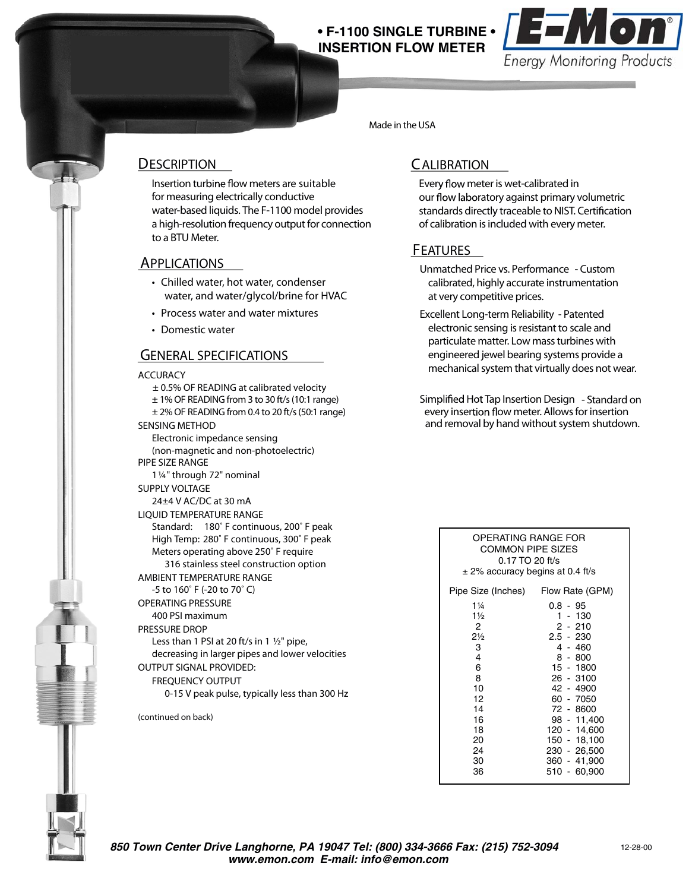# • F-1100 SINGLE TURBINE • INSERTION FLOW METER

E-Mon® Energy Monitoring Products

Made in the USA

## DESCRIPTION

Insertion turbine flow meters are suitable for measuring electrically conductive water-based liquids. The F-1100 model provides a high-resolution frequency output for connection to a BTU Meter.

## APPLICATIONS

- Chilled water, hot water, condenser water, and water/glycol/brine for HVAC
- Process water and water mixtures
- Domestic water

## GENERAL SPECIFICATIONS

ACCURACY
- ± 0.5% OF READING at calibrated velocity
- ± 1% OF READING from 3 to 30 ft/s (10:1 range)
- ± 2% OF READING from 0.4 to 20 ft/s (50:1 range)

SENSING METHOD
- Electronic impedance sensing (non-magnetic and non-photoelectric)

PIPE SIZE RANGE
- 1¼" through 72" nominal

SUPPLY VOLTAGE
- 24±4 V AC/DC at 30 mA

LIQUID TEMPERATURE RANGE
- Standard: 180˚ F continuous, 200˚ F peak
- High Temp: 280˚ F continuous, 300˚ F peak
- Meters operating above 250˚ F require 316 stainless steel construction option

AMBIENT TEMPERATURE RANGE
- -5 to 160˚ F (-20 to 70˚ C)

OPERATING PRESSURE
- 400 PSI maximum

PRESSURE DROP
- Less than 1 PSI at 20 ft/s in 1 ½" pipe, decreasing in larger pipes and lower velocities

OUTPUT SIGNAL PROVIDED:
- FREQUENCY OUTPUT
  - 0-15 V peak pulse, typically less than 300 Hz

(continued on back)

## CALIBRATION

Every flow meter is wet-calibrated in our flow laboratory against primary volumetric standards directly traceable to NIST. Certification of calibration is included with every meter.

## FEATURES

Unmatched Price vs. Performance - Custom calibrated, highly accurate instrumentation at very competitive prices.

Excellent Long-term Reliability - Patented electronic sensing is resistant to scale and particulate matter. Low mass turbines with engineered jewel bearing systems provide a mechanical system that virtually does not wear.

Simplified Hot Tap Insertion Design - Standard on every insertion flow meter. Allows for insertion and removal by hand without system shutdown.

OPERATING RANGE FOR COMMON PIPE SIZES
0.17 TO 20 ft/s
± 2% accuracy begins at 0.4 ft/s

| Pipe Size (Inches) | Flow Rate (GPM) |
|---|---|
| 1¼ | 0.8 - 95 |
| 1½ | 1 - 130 |
| 2 | 2 - 210 |
| 2½ | 2.5 - 230 |
| 3 | 4 - 460 |
| 4 | 8 - 800 |
| 6 | 15 - 1800 |
| 8 | 26 - 3100 |
| 10 | 42 - 4900 |
| 12 | 60 - 7050 |
| 14 | 72 - 8600 |
| 16 | 98 - 11,400 |
| 18 | 120 - 14,600 |
| 20 | 150 - 18,100 |
| 24 | 230 - 26,500 |
| 30 | 360 - 41,900 |
| 36 | 510 - 60,900 |

***850 Town Center Drive Langhorne, PA 19047 Tel: (800) 334-3666 Fax: (215) 752-3094***
***www.emon.com E-mail: info@emon.com***

12-28-00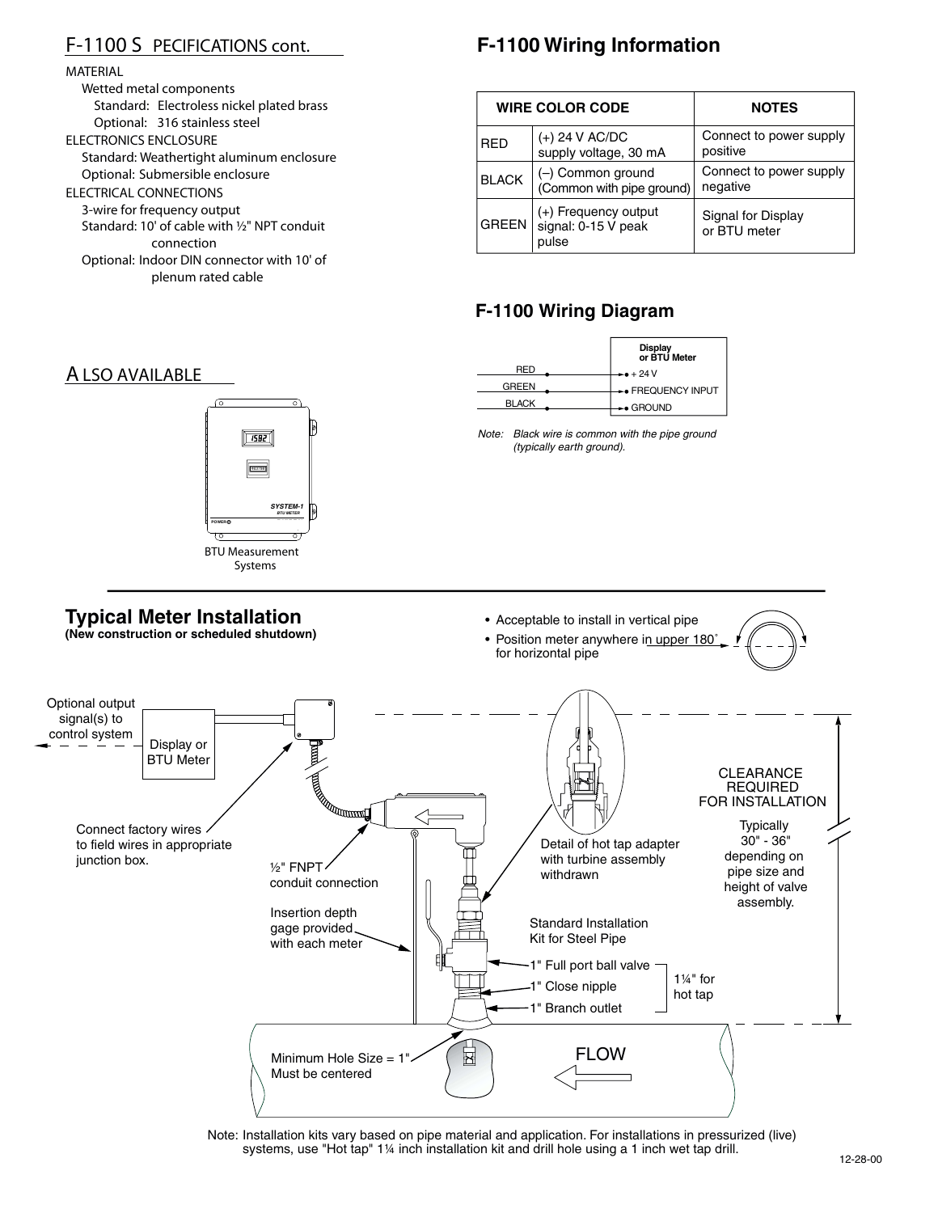## F-1100 SPECIFICATIONS cont.

MATERIAL

- Wetted metal components
  - Standard: Electroless nickel plated brass
  - Optional: 316 stainless steel

ELECTRONICS ENCLOSURE

- Standard: Weathertight aluminum enclosure
- Optional: Submersible enclosure

ELECTRICAL CONNECTIONS

- 3-wire for frequency output
- Standard: 10' of cable with ½" NPT conduit connection
- Optional: Indoor DIN connector with 10' of plenum rated cable

## ALSO AVAILABLE

1582

SYSTEM-1
BTU METER

POWER

BTU Measurement Systems

## F-1100 Wiring Information

| WIRE COLOR CODE | | NOTES |
|---|---|---|
| RED | (+) 24 V AC/DC supply voltage, 30 mA | Connect to power supply positive |
| BLACK | (–) Common ground (Common with pipe ground) | Connect to power supply negative |
| GREEN | (+) Frequency output signal: 0-15 V peak pulse | Signal for Display or BTU meter |

## F-1100 Wiring Diagram

Display or BTU Meter

RED — + 24 V

GREEN — FREQUENCY INPUT

BLACK — GROUND

*Note: Black wire is common with the pipe ground (typically earth ground).*

## Typical Meter Installation

**(New construction or scheduled shutdown)**

- Acceptable to install in vertical pipe
- Position meter anywhere in upper 180˚ for horizontal pipe

Optional output signal(s) to control system

Display or BTU Meter

Connect factory wires to field wires in appropriate junction box.

½" FNPT conduit connection

Insertion depth gage provided with each meter

Detail of hot tap adapter with turbine assembly withdrawn

Standard Installation Kit for Steel Pipe

1" Full port ball valve

1" Close nipple

1" Branch outlet

1¼" for hot tap

CLEARANCE REQUIRED FOR INSTALLATION

Typically 30" - 36" depending on pipe size and height of valve assembly.

Minimum Hole Size = 1" Must be centered

FLOW

Note: Installation kits vary based on pipe material and application. For installations in pressurized (live) systems, use "Hot tap" 1¼ inch installation kit and drill hole using a 1 inch wet tap drill.

12-28-00